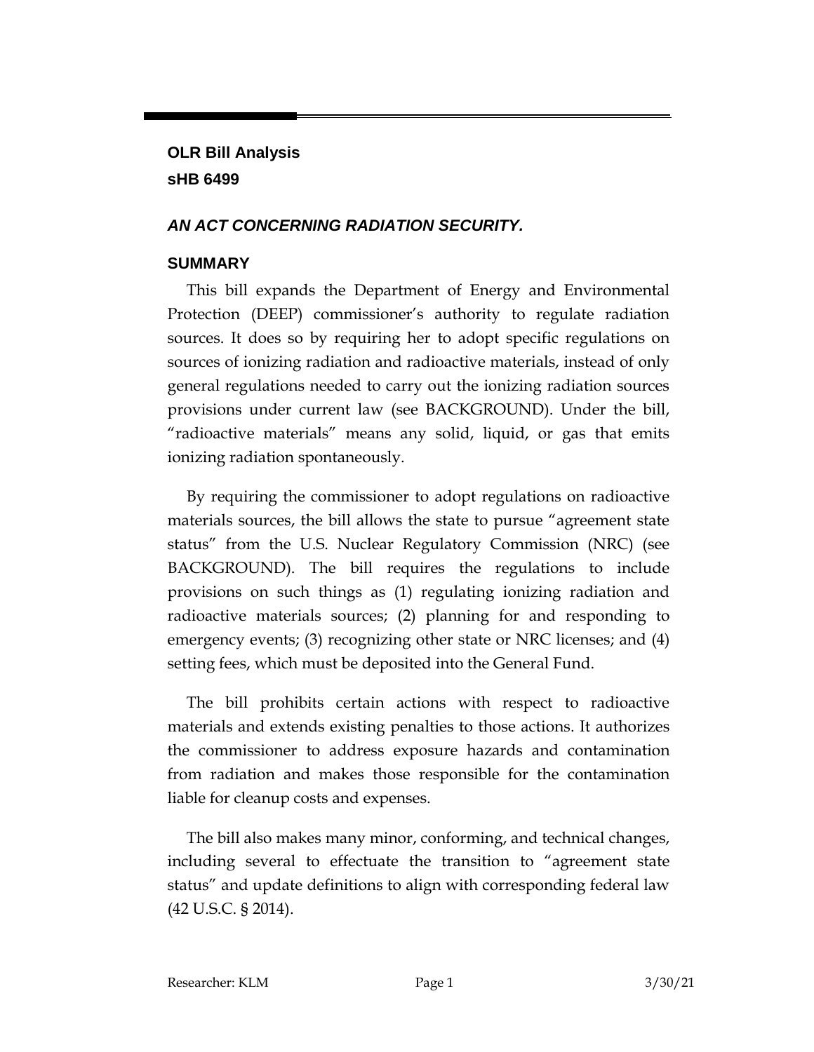**OLR Bill Analysis**
**sHB 6499**

## *AN ACT CONCERNING RADIATION SECURITY.*

### SUMMARY

This bill expands the Department of Energy and Environmental Protection (DEEP) commissioner's authority to regulate radiation sources. It does so by requiring her to adopt specific regulations on sources of ionizing radiation and radioactive materials, instead of only general regulations needed to carry out the ionizing radiation sources provisions under current law (see BACKGROUND). Under the bill, "radioactive materials" means any solid, liquid, or gas that emits ionizing radiation spontaneously.

By requiring the commissioner to adopt regulations on radioactive materials sources, the bill allows the state to pursue "agreement state status" from the U.S. Nuclear Regulatory Commission (NRC) (see BACKGROUND). The bill requires the regulations to include provisions on such things as (1) regulating ionizing radiation and radioactive materials sources; (2) planning for and responding to emergency events; (3) recognizing other state or NRC licenses; and (4) setting fees, which must be deposited into the General Fund.

The bill prohibits certain actions with respect to radioactive materials and extends existing penalties to those actions. It authorizes the commissioner to address exposure hazards and contamination from radiation and makes those responsible for the contamination liable for cleanup costs and expenses.

The bill also makes many minor, conforming, and technical changes, including several to effectuate the transition to "agreement state status" and update definitions to align with corresponding federal law (42 U.S.C. § 2014).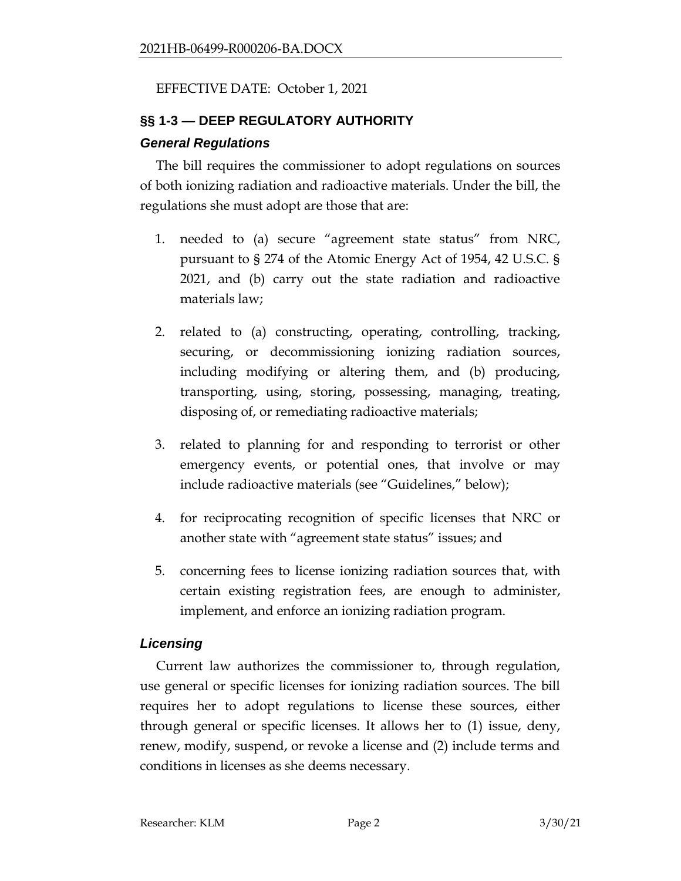EFFECTIVE DATE: October 1, 2021

## §§ 1-3 — DEEP REGULATORY AUTHORITY

### *General Regulations*

The bill requires the commissioner to adopt regulations on sources of both ionizing radiation and radioactive materials. Under the bill, the regulations she must adopt are those that are:

1. needed to (a) secure "agreement state status" from NRC, pursuant to § 274 of the Atomic Energy Act of 1954, 42 U.S.C. § 2021, and (b) carry out the state radiation and radioactive materials law;

2. related to (a) constructing, operating, controlling, tracking, securing, or decommissioning ionizing radiation sources, including modifying or altering them, and (b) producing, transporting, using, storing, possessing, managing, treating, disposing of, or remediating radioactive materials;

3. related to planning for and responding to terrorist or other emergency events, or potential ones, that involve or may include radioactive materials (see "Guidelines," below);

4. for reciprocating recognition of specific licenses that NRC or another state with "agreement state status" issues; and

5. concerning fees to license ionizing radiation sources that, with certain existing registration fees, are enough to administer, implement, and enforce an ionizing radiation program.

### *Licensing*

Current law authorizes the commissioner to, through regulation, use general or specific licenses for ionizing radiation sources. The bill requires her to adopt regulations to license these sources, either through general or specific licenses. It allows her to (1) issue, deny, renew, modify, suspend, or revoke a license and (2) include terms and conditions in licenses as she deems necessary.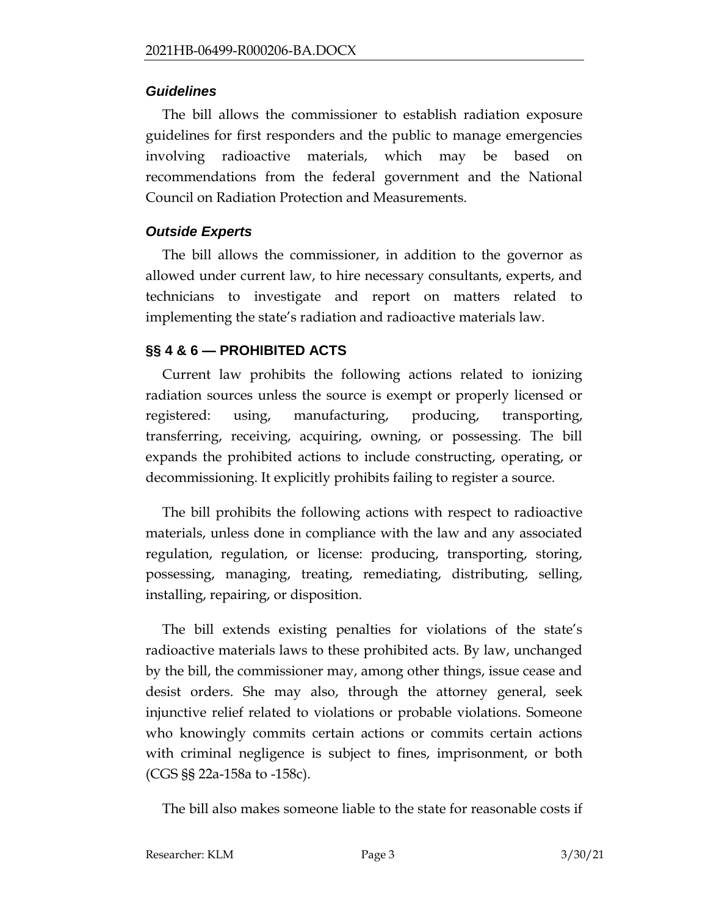### *Guidelines*

The bill allows the commissioner to establish radiation exposure guidelines for first responders and the public to manage emergencies involving radioactive materials, which may be based on recommendations from the federal government and the National Council on Radiation Protection and Measurements.

### *Outside Experts*

The bill allows the commissioner, in addition to the governor as allowed under current law, to hire necessary consultants, experts, and technicians to investigate and report on matters related to implementing the state's radiation and radioactive materials law.

## §§ 4 & 6 — PROHIBITED ACTS

Current law prohibits the following actions related to ionizing radiation sources unless the source is exempt or properly licensed or registered: using, manufacturing, producing, transporting, transferring, receiving, acquiring, owning, or possessing. The bill expands the prohibited actions to include constructing, operating, or decommissioning. It explicitly prohibits failing to register a source.

The bill prohibits the following actions with respect to radioactive materials, unless done in compliance with the law and any associated regulation, regulation, or license: producing, transporting, storing, possessing, managing, treating, remediating, distributing, selling, installing, repairing, or disposition.

The bill extends existing penalties for violations of the state's radioactive materials laws to these prohibited acts. By law, unchanged by the bill, the commissioner may, among other things, issue cease and desist orders. She may also, through the attorney general, seek injunctive relief related to violations or probable violations. Someone who knowingly commits certain actions or commits certain actions with criminal negligence is subject to fines, imprisonment, or both (CGS §§ 22a-158a to -158c).

The bill also makes someone liable to the state for reasonable costs if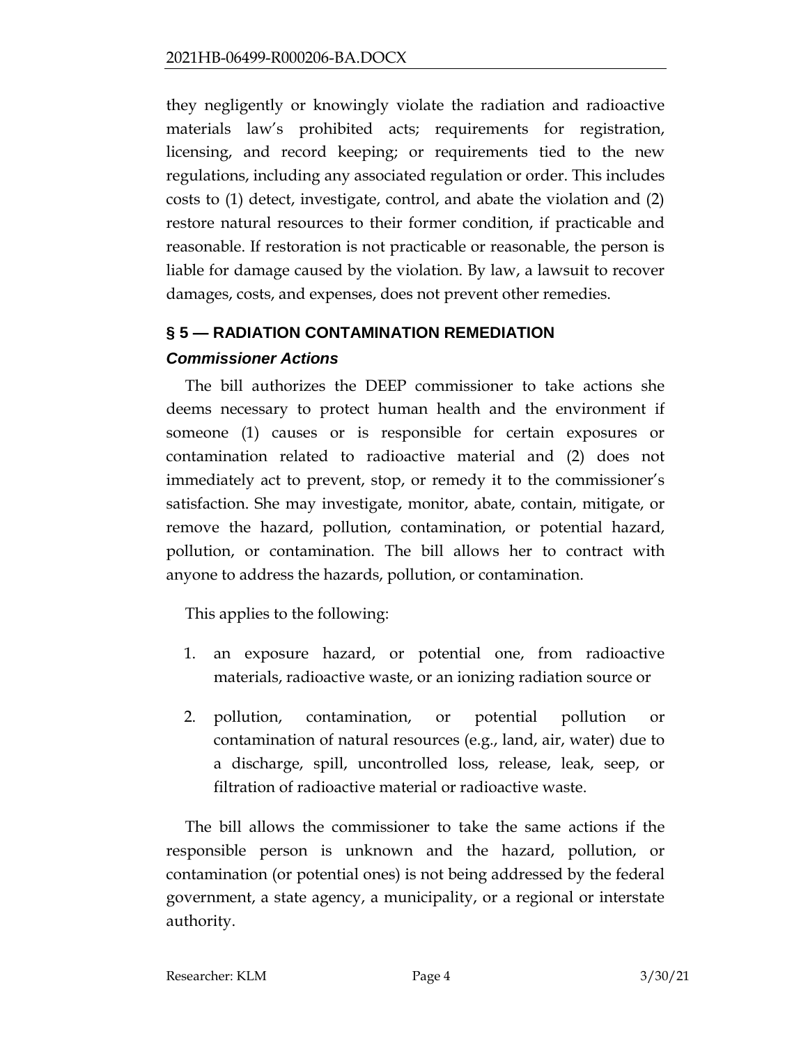they negligently or knowingly violate the radiation and radioactive materials law's prohibited acts; requirements for registration, licensing, and record keeping; or requirements tied to the new regulations, including any associated regulation or order. This includes costs to (1) detect, investigate, control, and abate the violation and (2) restore natural resources to their former condition, if practicable and reasonable. If restoration is not practicable or reasonable, the person is liable for damage caused by the violation. By law, a lawsuit to recover damages, costs, and expenses, does not prevent other remedies.

## § 5 — RADIATION CONTAMINATION REMEDIATION

### *Commissioner Actions*

The bill authorizes the DEEP commissioner to take actions she deems necessary to protect human health and the environment if someone (1) causes or is responsible for certain exposures or contamination related to radioactive material and (2) does not immediately act to prevent, stop, or remedy it to the commissioner's satisfaction. She may investigate, monitor, abate, contain, mitigate, or remove the hazard, pollution, contamination, or potential hazard, pollution, or contamination. The bill allows her to contract with anyone to address the hazards, pollution, or contamination.

This applies to the following:

1. an exposure hazard, or potential one, from radioactive materials, radioactive waste, or an ionizing radiation source or
2. pollution, contamination, or potential pollution or contamination of natural resources (e.g., land, air, water) due to a discharge, spill, uncontrolled loss, release, leak, seep, or filtration of radioactive material or radioactive waste.

The bill allows the commissioner to take the same actions if the responsible person is unknown and the hazard, pollution, or contamination (or potential ones) is not being addressed by the federal government, a state agency, a municipality, or a regional or interstate authority.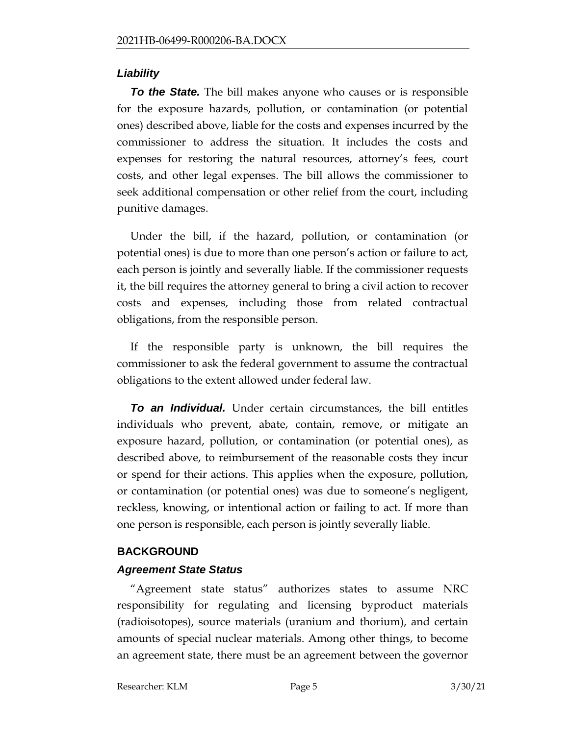### *Liability*

***To the State.*** The bill makes anyone who causes or is responsible for the exposure hazards, pollution, or contamination (or potential ones) described above, liable for the costs and expenses incurred by the commissioner to address the situation. It includes the costs and expenses for restoring the natural resources, attorney's fees, court costs, and other legal expenses. The bill allows the commissioner to seek additional compensation or other relief from the court, including punitive damages.

Under the bill, if the hazard, pollution, or contamination (or potential ones) is due to more than one person's action or failure to act, each person is jointly and severally liable. If the commissioner requests it, the bill requires the attorney general to bring a civil action to recover costs and expenses, including those from related contractual obligations, from the responsible person.

If the responsible party is unknown, the bill requires the commissioner to ask the federal government to assume the contractual obligations to the extent allowed under federal law.

***To an Individual.*** Under certain circumstances, the bill entitles individuals who prevent, abate, contain, remove, or mitigate an exposure hazard, pollution, or contamination (or potential ones), as described above, to reimbursement of the reasonable costs they incur or spend for their actions. This applies when the exposure, pollution, or contamination (or potential ones) was due to someone's negligent, reckless, knowing, or intentional action or failing to act. If more than one person is responsible, each person is jointly severally liable.

## BACKGROUND

### *Agreement State Status*

"Agreement state status" authorizes states to assume NRC responsibility for regulating and licensing byproduct materials (radioisotopes), source materials (uranium and thorium), and certain amounts of special nuclear materials. Among other things, to become an agreement state, there must be an agreement between the governor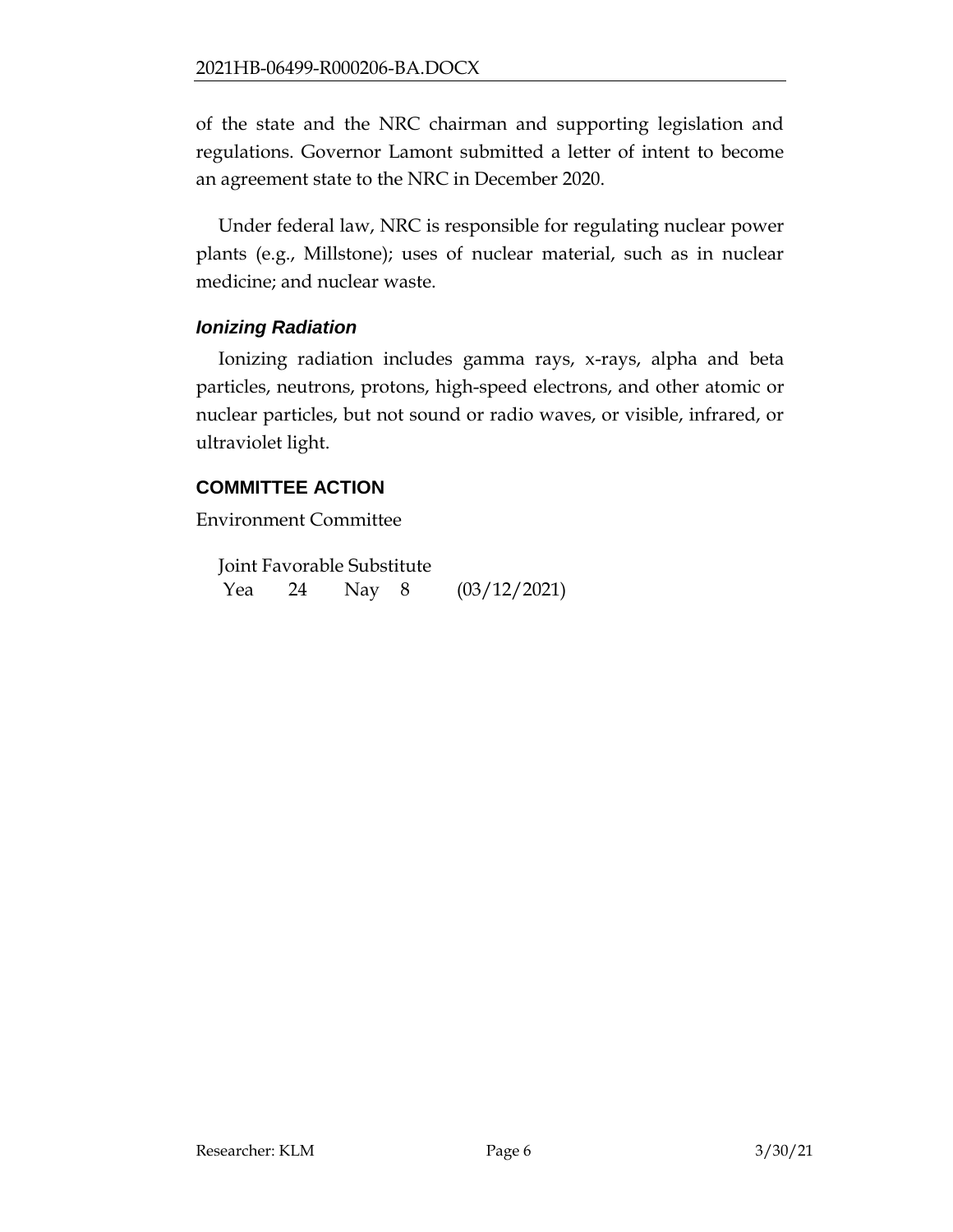of the state and the NRC chairman and supporting legislation and regulations. Governor Lamont submitted a letter of intent to become an agreement state to the NRC in December 2020.

Under federal law, NRC is responsible for regulating nuclear power plants (e.g., Millstone); uses of nuclear material, such as in nuclear medicine; and nuclear waste.

### *Ionizing Radiation*

Ionizing radiation includes gamma rays, x-rays, alpha and beta particles, neutrons, protons, high-speed electrons, and other atomic or nuclear particles, but not sound or radio waves, or visible, infrared, or ultraviolet light.

## COMMITTEE ACTION

Environment Committee

Joint Favorable Substitute
Yea 24 Nay 8 (03/12/2021)